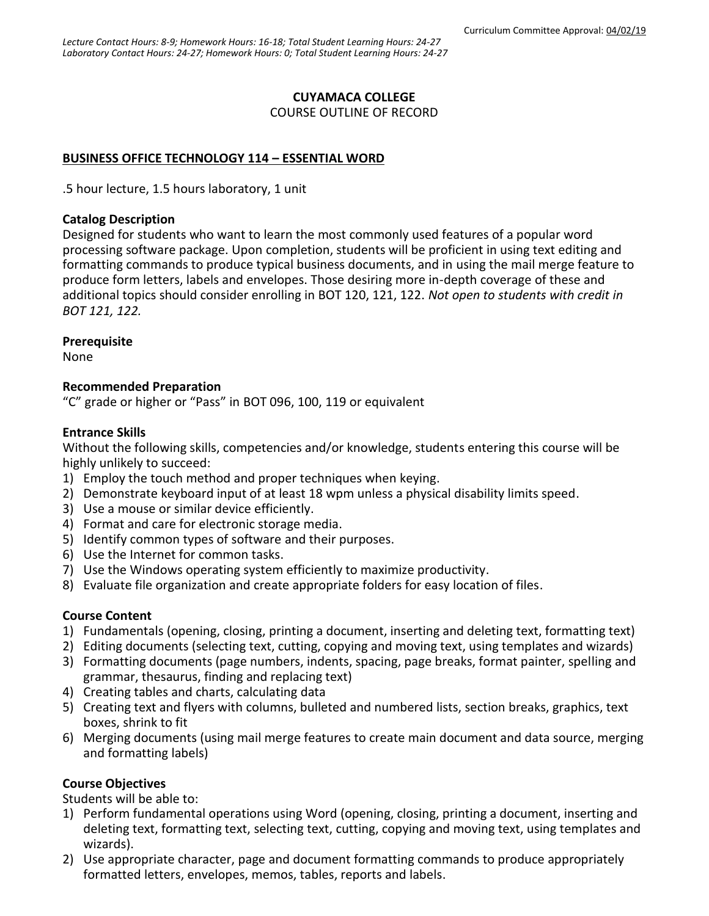Curriculum Committee Approval: 04/02/19

*Lecture Contact Hours: 8-9; Homework Hours: 16-18; Total Student Learning Hours: 24-27*
*Laboratory Contact Hours: 24-27; Homework Hours: 0; Total Student Learning Hours: 24-27*

**CUYAMACA COLLEGE**

COURSE OUTLINE OF RECORD

**BUSINESS OFFICE TECHNOLOGY 114 – ESSENTIAL WORD**

.5 hour lecture, 1.5 hours laboratory, 1 unit

**Catalog Description**

Designed for students who want to learn the most commonly used features of a popular word processing software package. Upon completion, students will be proficient in using text editing and formatting commands to produce typical business documents, and in using the mail merge feature to produce form letters, labels and envelopes. Those desiring more in-depth coverage of these and additional topics should consider enrolling in BOT 120, 121, 122. *Not open to students with credit in BOT 121, 122.*

**Prerequisite**

None

**Recommended Preparation**

"C" grade or higher or "Pass" in BOT 096, 100, 119 or equivalent

**Entrance Skills**

Without the following skills, competencies and/or knowledge, students entering this course will be highly unlikely to succeed:

1) Employ the touch method and proper techniques when keying.
2) Demonstrate keyboard input of at least 18 wpm unless a physical disability limits speed.
3) Use a mouse or similar device efficiently.
4) Format and care for electronic storage media.
5) Identify common types of software and their purposes.
6) Use the Internet for common tasks.
7) Use the Windows operating system efficiently to maximize productivity.
8) Evaluate file organization and create appropriate folders for easy location of files.

**Course Content**

1) Fundamentals (opening, closing, printing a document, inserting and deleting text, formatting text)
2) Editing documents (selecting text, cutting, copying and moving text, using templates and wizards)
3) Formatting documents (page numbers, indents, spacing, page breaks, format painter, spelling and grammar, thesaurus, finding and replacing text)
4) Creating tables and charts, calculating data
5) Creating text and flyers with columns, bulleted and numbered lists, section breaks, graphics, text boxes, shrink to fit
6) Merging documents (using mail merge features to create main document and data source, merging and formatting labels)

**Course Objectives**

Students will be able to:

1) Perform fundamental operations using Word (opening, closing, printing a document, inserting and deleting text, formatting text, selecting text, cutting, copying and moving text, using templates and wizards).
2) Use appropriate character, page and document formatting commands to produce appropriately formatted letters, envelopes, memos, tables, reports and labels.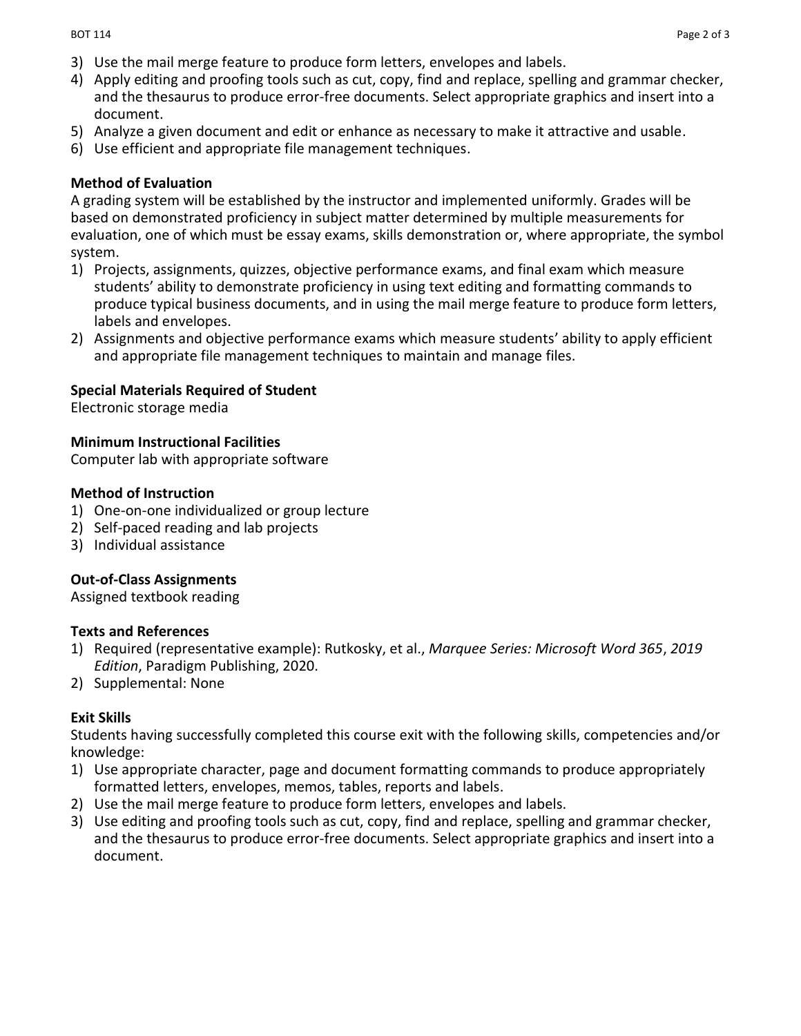3) Use the mail merge feature to produce form letters, envelopes and labels.
4) Apply editing and proofing tools such as cut, copy, find and replace, spelling and grammar checker, and the thesaurus to produce error-free documents. Select appropriate graphics and insert into a document.
5) Analyze a given document and edit or enhance as necessary to make it attractive and usable.
6) Use efficient and appropriate file management techniques.

**Method of Evaluation**

A grading system will be established by the instructor and implemented uniformly. Grades will be based on demonstrated proficiency in subject matter determined by multiple measurements for evaluation, one of which must be essay exams, skills demonstration or, where appropriate, the symbol system.

1) Projects, assignments, quizzes, objective performance exams, and final exam which measure students' ability to demonstrate proficiency in using text editing and formatting commands to produce typical business documents, and in using the mail merge feature to produce form letters, labels and envelopes.
2) Assignments and objective performance exams which measure students' ability to apply efficient and appropriate file management techniques to maintain and manage files.

**Special Materials Required of Student**

Electronic storage media

**Minimum Instructional Facilities**

Computer lab with appropriate software

**Method of Instruction**

1) One-on-one individualized or group lecture
2) Self-paced reading and lab projects
3) Individual assistance

**Out-of-Class Assignments**

Assigned textbook reading

**Texts and References**

1) Required (representative example): Rutkosky, et al., *Marquee Series: Microsoft Word 365*, *2019 Edition*, Paradigm Publishing, 2020.
2) Supplemental: None

**Exit Skills**

Students having successfully completed this course exit with the following skills, competencies and/or knowledge:

1) Use appropriate character, page and document formatting commands to produce appropriately formatted letters, envelopes, memos, tables, reports and labels.
2) Use the mail merge feature to produce form letters, envelopes and labels.
3) Use editing and proofing tools such as cut, copy, find and replace, spelling and grammar checker, and the thesaurus to produce error-free documents. Select appropriate graphics and insert into a document.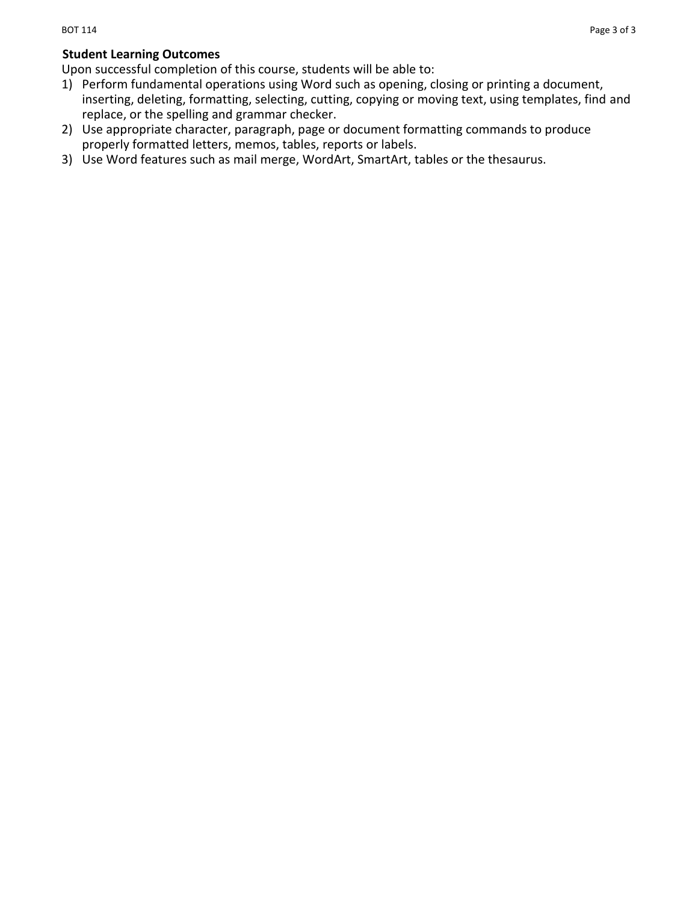**Student Learning Outcomes**

Upon successful completion of this course, students will be able to:

1) Perform fundamental operations using Word such as opening, closing or printing a document, inserting, deleting, formatting, selecting, cutting, copying or moving text, using templates, find and replace, or the spelling and grammar checker.
2) Use appropriate character, paragraph, page or document formatting commands to produce properly formatted letters, memos, tables, reports or labels.
3) Use Word features such as mail merge, WordArt, SmartArt, tables or the thesaurus.